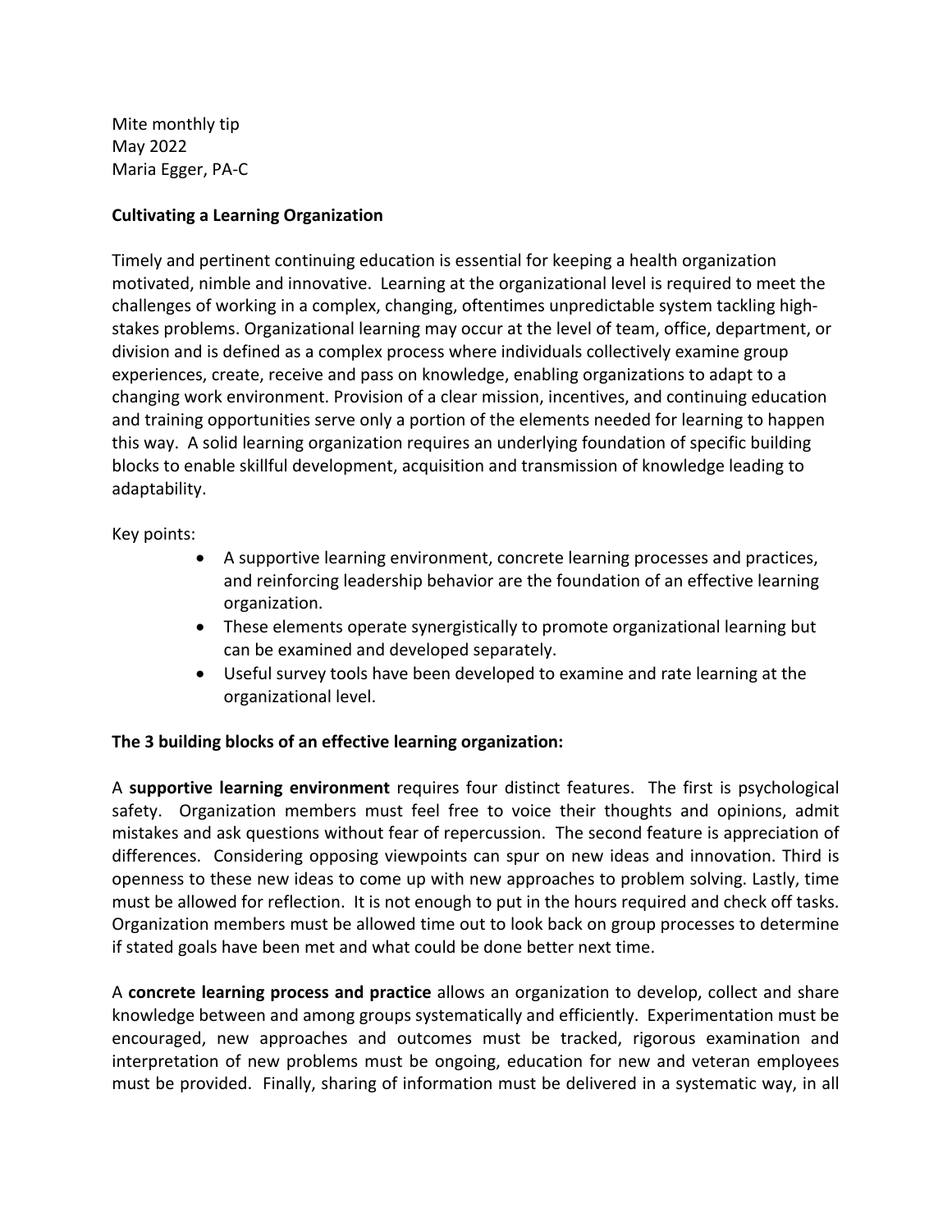Mite monthly tip
May 2022
Maria Egger, PA-C

**Cultivating a Learning Organization**

Timely and pertinent continuing education is essential for keeping a health organization motivated, nimble and innovative. Learning at the organizational level is required to meet the challenges of working in a complex, changing, oftentimes unpredictable system tackling high-stakes problems. Organizational learning may occur at the level of team, office, department, or division and is defined as a complex process where individuals collectively examine group experiences, create, receive and pass on knowledge, enabling organizations to adapt to a changing work environment. Provision of a clear mission, incentives, and continuing education and training opportunities serve only a portion of the elements needed for learning to happen this way. A solid learning organization requires an underlying foundation of specific building blocks to enable skillful development, acquisition and transmission of knowledge leading to adaptability.

Key points:

- A supportive learning environment, concrete learning processes and practices, and reinforcing leadership behavior are the foundation of an effective learning organization.
- These elements operate synergistically to promote organizational learning but can be examined and developed separately.
- Useful survey tools have been developed to examine and rate learning at the organizational level.

**The 3 building blocks of an effective learning organization:**

A **supportive learning environment** requires four distinct features. The first is psychological safety. Organization members must feel free to voice their thoughts and opinions, admit mistakes and ask questions without fear of repercussion. The second feature is appreciation of differences. Considering opposing viewpoints can spur on new ideas and innovation. Third is openness to these new ideas to come up with new approaches to problem solving. Lastly, time must be allowed for reflection. It is not enough to put in the hours required and check off tasks. Organization members must be allowed time out to look back on group processes to determine if stated goals have been met and what could be done better next time.

A **concrete learning process and practice** allows an organization to develop, collect and share knowledge between and among groups systematically and efficiently. Experimentation must be encouraged, new approaches and outcomes must be tracked, rigorous examination and interpretation of new problems must be ongoing, education for new and veteran employees must be provided. Finally, sharing of information must be delivered in a systematic way, in all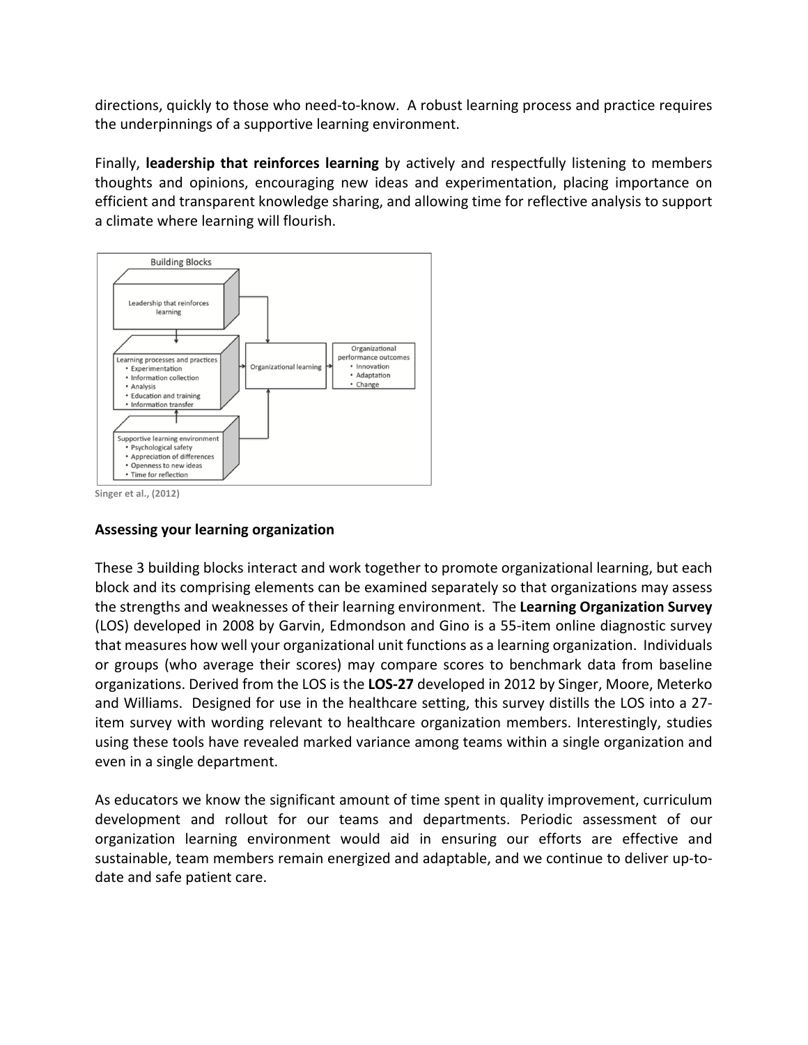directions, quickly to those who need-to-know. A robust learning process and practice requires the underpinnings of a supportive learning environment.

Finally, **leadership that reinforces learning** by actively and respectfully listening to members thoughts and opinions, encouraging new ideas and experimentation, placing importance on efficient and transparent knowledge sharing, and allowing time for reflective analysis to support a climate where learning will flourish.

Building Blocks

Leadership that reinforces learning

Learning processes and practices
- Experimentation
- Information collection
- Analysis
- Education and training
- Information transfer

Supportive learning environment
- Psychological safety
- Appreciation of differences
- Openness to new ideas
- Time for reflection

Organizational learning

Organizational performance outcomes
- Innovation
- Adaptation
- Change

Singer et al., (2012)

**Assessing your learning organization**

These 3 building blocks interact and work together to promote organizational learning, but each block and its comprising elements can be examined separately so that organizations may assess the strengths and weaknesses of their learning environment. The **Learning Organization Survey** (LOS) developed in 2008 by Garvin, Edmondson and Gino is a 55-item online diagnostic survey that measures how well your organizational unit functions as a learning organization. Individuals or groups (who average their scores) may compare scores to benchmark data from baseline organizations. Derived from the LOS is the **LOS-27** developed in 2012 by Singer, Moore, Meterko and Williams. Designed for use in the healthcare setting, this survey distills the LOS into a 27-item survey with wording relevant to healthcare organization members. Interestingly, studies using these tools have revealed marked variance among teams within a single organization and even in a single department.

As educators we know the significant amount of time spent in quality improvement, curriculum development and rollout for our teams and departments. Periodic assessment of our organization learning environment would aid in ensuring our efforts are effective and sustainable, team members remain energized and adaptable, and we continue to deliver up-to-date and safe patient care.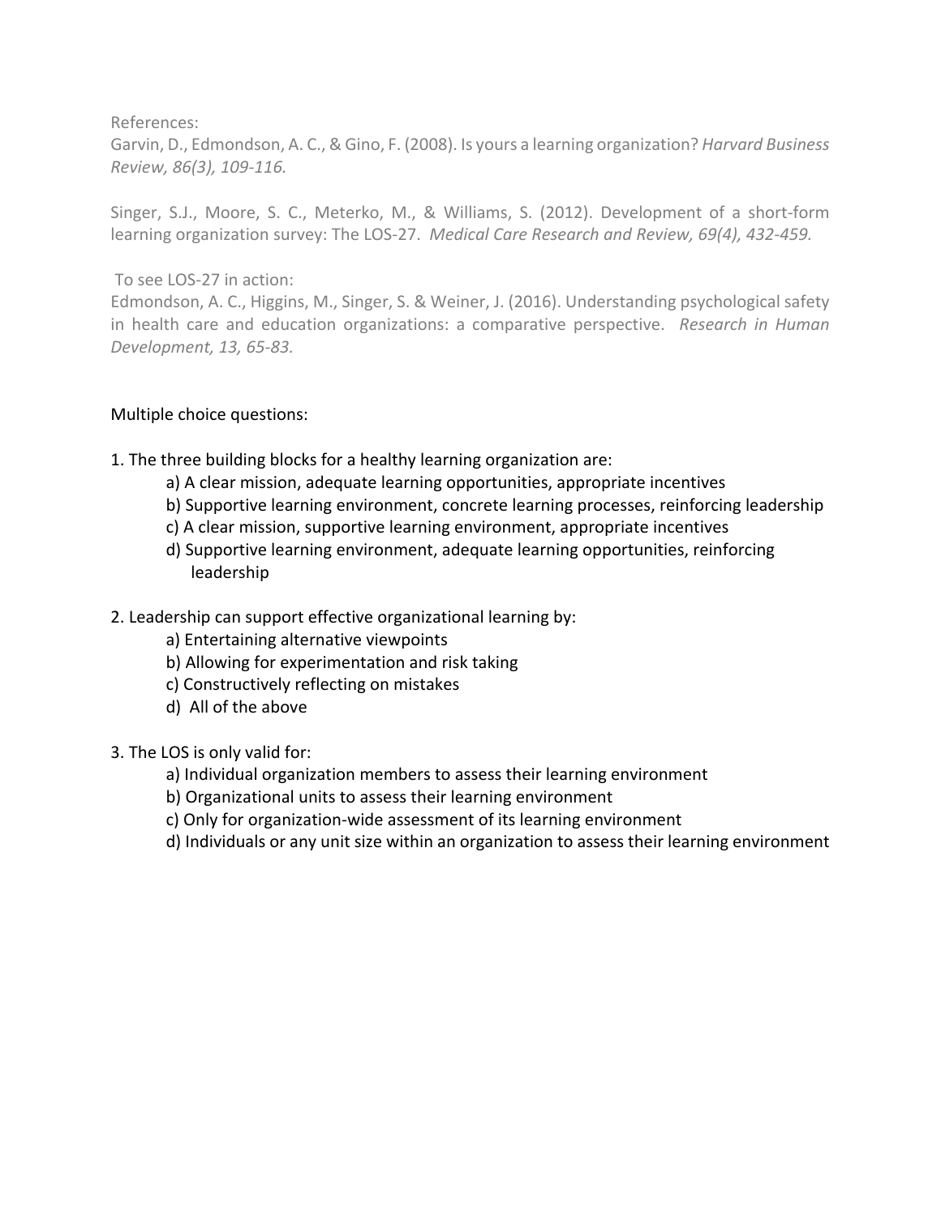References:

Garvin, D., Edmondson, A. C., & Gino, F. (2008). Is yours a learning organization? *Harvard Business Review, 86(3), 109-116.*

Singer, S.J., Moore, S. C., Meterko, M., & Williams, S. (2012). Development of a short-form learning organization survey: The LOS-27. *Medical Care Research and Review, 69(4), 432-459.*

To see LOS-27 in action:

Edmondson, A. C., Higgins, M., Singer, S. & Weiner, J. (2016). Understanding psychological safety in health care and education organizations: a comparative perspective. *Research in Human Development, 13, 65-83.*

Multiple choice questions:

1. The three building blocks for a healthy learning organization are:
    - a) A clear mission, adequate learning opportunities, appropriate incentives
    - b) Supportive learning environment, concrete learning processes, reinforcing leadership
    - c) A clear mission, supportive learning environment, appropriate incentives
    - d) Supportive learning environment, adequate learning opportunities, reinforcing leadership

2. Leadership can support effective organizational learning by:
    - a) Entertaining alternative viewpoints
    - b) Allowing for experimentation and risk taking
    - c) Constructively reflecting on mistakes
    - d) All of the above

3. The LOS is only valid for:
    - a) Individual organization members to assess their learning environment
    - b) Organizational units to assess their learning environment
    - c) Only for organization-wide assessment of its learning environment
    - d) Individuals or any unit size within an organization to assess their learning environment